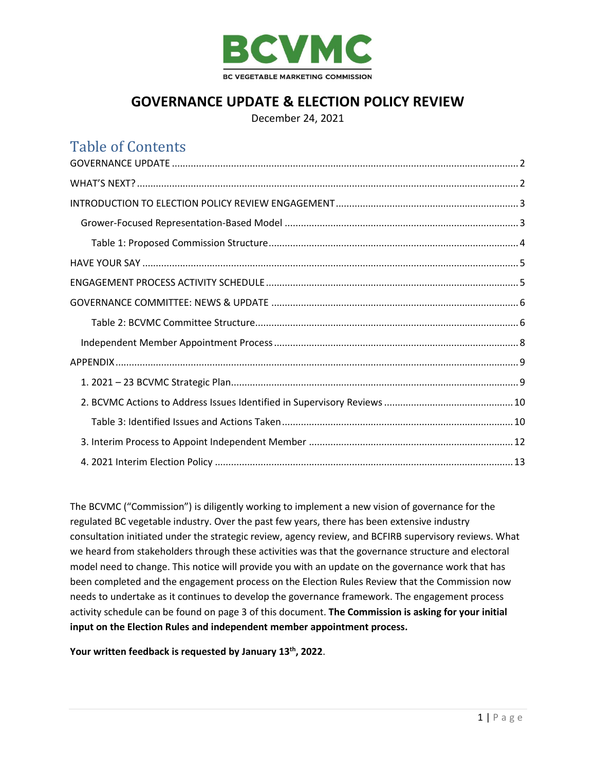**BCVMC**

BC VEGETABLE MARKETING COMMISSION

# GOVERNANCE UPDATE & ELECTION POLICY REVIEW

December 24, 2021

## Table of Contents

GOVERNANCE UPDATE ... 2

WHAT'S NEXT? ... 2

INTRODUCTION TO ELECTION POLICY REVIEW ENGAGEMENT ... 3

- Grower-Focused Representation-Based Model ... 3
  - Table 1: Proposed Commission Structure ... 4

HAVE YOUR SAY ... 5

ENGAGEMENT PROCESS ACTIVITY SCHEDULE ... 5

GOVERNANCE COMMITTEE: NEWS & UPDATE ... 6

- Table 2: BCVMC Committee Structure ... 6
- Independent Member Appointment Process ... 8

APPENDIX ... 9

1. 2021 – 23 BCVMC Strategic Plan ... 9
2. BCVMC Actions to Address Issues Identified in Supervisory Reviews ... 10
   - Table 3: Identified Issues and Actions Taken ... 10
3. Interim Process to Appoint Independent Member ... 12
4. 2021 Interim Election Policy ... 13

The BCVMC ("Commission") is diligently working to implement a new vision of governance for the regulated BC vegetable industry. Over the past few years, there has been extensive industry consultation initiated under the strategic review, agency review, and BCFIRB supervisory reviews. What we heard from stakeholders through these activities was that the governance structure and electoral model need to change. This notice will provide you with an update on the governance work that has been completed and the engagement process on the Election Rules Review that the Commission now needs to undertake as it continues to develop the governance framework. The engagement process activity schedule can be found on page 3 of this document. **The Commission is asking for your initial input on the Election Rules and independent member appointment process.**

**Your written feedback is requested by January 13th, 2022**.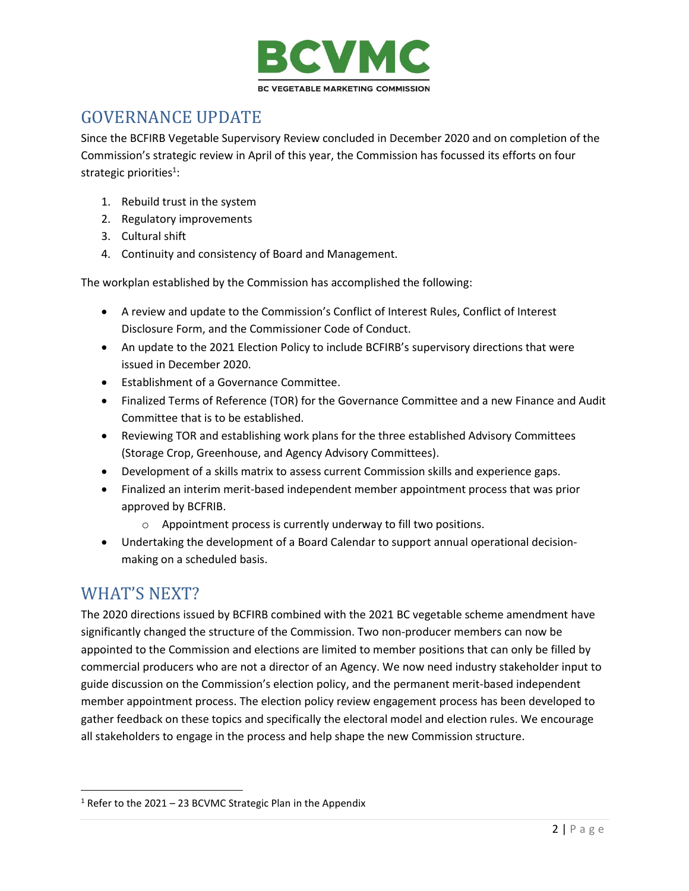BCVMC

BC VEGETABLE MARKETING COMMISSION

## GOVERNANCE UPDATE

Since the BCFIRB Vegetable Supervisory Review concluded in December 2020 and on completion of the Commission's strategic review in April of this year, the Commission has focussed its efforts on four strategic priorities[1]:

1. Rebuild trust in the system
2. Regulatory improvements
3. Cultural shift
4. Continuity and consistency of Board and Management.

The workplan established by the Commission has accomplished the following:

- A review and update to the Commission's Conflict of Interest Rules, Conflict of Interest Disclosure Form, and the Commissioner Code of Conduct.
- An update to the 2021 Election Policy to include BCFIRB's supervisory directions that were issued in December 2020.
- Establishment of a Governance Committee.
- Finalized Terms of Reference (TOR) for the Governance Committee and a new Finance and Audit Committee that is to be established.
- Reviewing TOR and establishing work plans for the three established Advisory Committees (Storage Crop, Greenhouse, and Agency Advisory Committees).
- Development of a skills matrix to assess current Commission skills and experience gaps.
- Finalized an interim merit-based independent member appointment process that was prior approved by BCFRIB.
  - Appointment process is currently underway to fill two positions.
- Undertaking the development of a Board Calendar to support annual operational decision-making on a scheduled basis.

## WHAT'S NEXT?

The 2020 directions issued by BCFIRB combined with the 2021 BC vegetable scheme amendment have significantly changed the structure of the Commission. Two non-producer members can now be appointed to the Commission and elections are limited to member positions that can only be filled by commercial producers who are not a director of an Agency. We now need industry stakeholder input to guide discussion on the Commission's election policy, and the permanent merit-based independent member appointment process. The election policy review engagement process has been developed to gather feedback on these topics and specifically the electoral model and election rules. We encourage all stakeholders to engage in the process and help shape the new Commission structure.

[1] Refer to the 2021 – 23 BCVMC Strategic Plan in the Appendix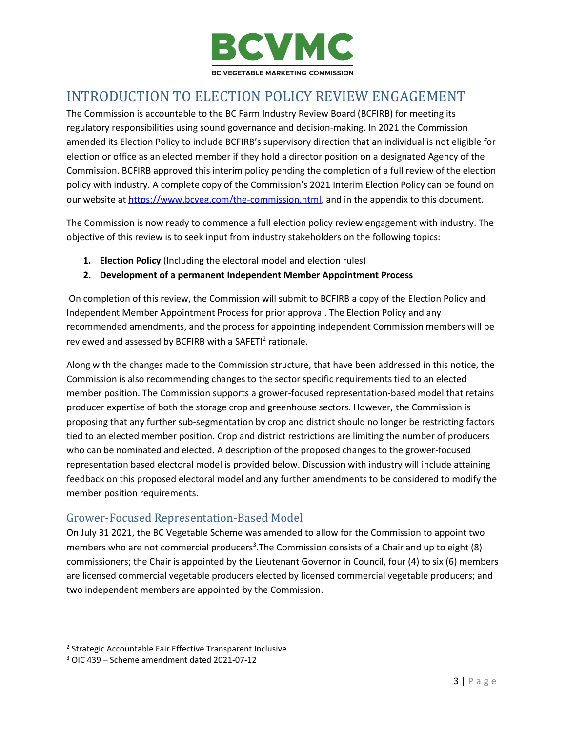# INTRODUCTION TO ELECTION POLICY REVIEW ENGAGEMENT

The Commission is accountable to the BC Farm Industry Review Board (BCFIRB) for meeting its regulatory responsibilities using sound governance and decision-making. In 2021 the Commission amended its Election Policy to include BCFIRB's supervisory direction that an individual is not eligible for election or office as an elected member if they hold a director position on a designated Agency of the Commission. BCFIRB approved this interim policy pending the completion of a full review of the election policy with industry. A complete copy of the Commission's 2021 Interim Election Policy can be found on our website at https://www.bcveg.com/the-commission.html, and in the appendix to this document.

The Commission is now ready to commence a full election policy review engagement with industry. The objective of this review is to seek input from industry stakeholders on the following topics:

1. **Election Policy** (Including the electoral model and election rules)
2. **Development of a permanent Independent Member Appointment Process**

On completion of this review, the Commission will submit to BCFIRB a copy of the Election Policy and Independent Member Appointment Process for prior approval. The Election Policy and any recommended amendments, and the process for appointing independent Commission members will be reviewed and assessed by BCFIRB with a SAFETI[2] rationale.

Along with the changes made to the Commission structure, that have been addressed in this notice, the Commission is also recommending changes to the sector specific requirements tied to an elected member position. The Commission supports a grower-focused representation-based model that retains producer expertise of both the storage crop and greenhouse sectors. However, the Commission is proposing that any further sub-segmentation by crop and district should no longer be restricting factors tied to an elected member position. Crop and district restrictions are limiting the number of producers who can be nominated and elected. A description of the proposed changes to the grower-focused representation based electoral model is provided below. Discussion with industry will include attaining feedback on this proposed electoral model and any further amendments to be considered to modify the member position requirements.

## Grower-Focused Representation-Based Model

On July 31 2021, the BC Vegetable Scheme was amended to allow for the Commission to appoint two members who are not commercial producers[3].The Commission consists of a Chair and up to eight (8) commissioners; the Chair is appointed by the Lieutenant Governor in Council, four (4) to six (6) members are licensed commercial vegetable producers elected by licensed commercial vegetable producers; and two independent members are appointed by the Commission.

---

[2] Strategic Accountable Fair Effective Transparent Inclusive

[3] OIC 439 – Scheme amendment dated 2021-07-12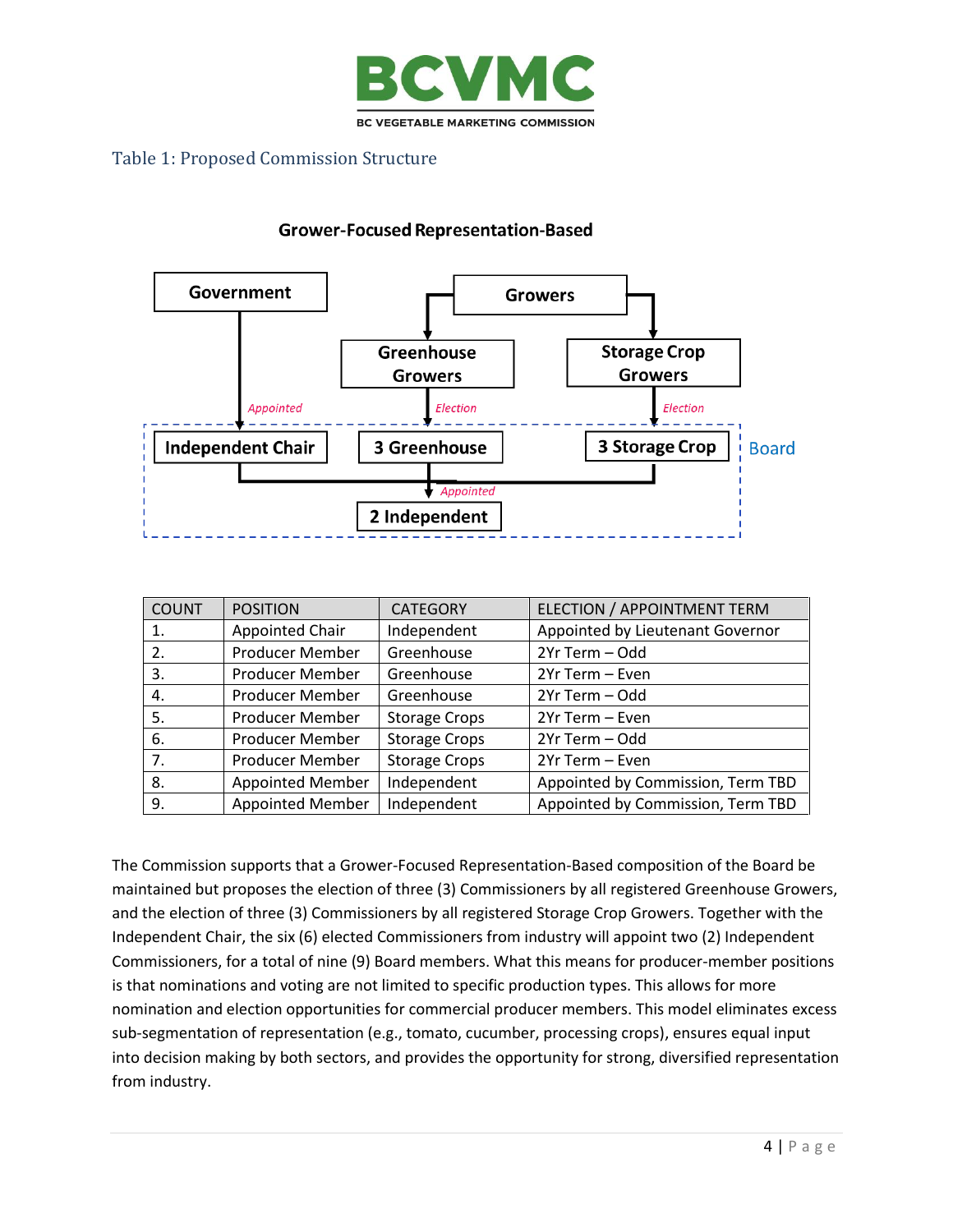Table 1: Proposed Commission Structure

**Grower-Focused Representation-Based**

Government

Growers

Greenhouse Growers

Storage Crop Growers

*Appointed*

*Election*

*Election*

Independent Chair

3 Greenhouse

3 Storage Crop

Board

*Appointed*

2 Independent

| COUNT | POSITION | CATEGORY | ELECTION / APPOINTMENT TERM |
|---|---|---|---|
| 1. | Appointed Chair | Independent | Appointed by Lieutenant Governor |
| 2. | Producer Member | Greenhouse | 2Yr Term – Odd |
| 3. | Producer Member | Greenhouse | 2Yr Term – Even |
| 4. | Producer Member | Greenhouse | 2Yr Term – Odd |
| 5. | Producer Member | Storage Crops | 2Yr Term – Even |
| 6. | Producer Member | Storage Crops | 2Yr Term – Odd |
| 7. | Producer Member | Storage Crops | 2Yr Term – Even |
| 8. | Appointed Member | Independent | Appointed by Commission, Term TBD |
| 9. | Appointed Member | Independent | Appointed by Commission, Term TBD |

The Commission supports that a Grower-Focused Representation-Based composition of the Board be maintained but proposes the election of three (3) Commissioners by all registered Greenhouse Growers, and the election of three (3) Commissioners by all registered Storage Crop Growers. Together with the Independent Chair, the six (6) elected Commissioners from industry will appoint two (2) Independent Commissioners, for a total of nine (9) Board members. What this means for producer-member positions is that nominations and voting are not limited to specific production types. This allows for more nomination and election opportunities for commercial producer members. This model eliminates excess sub-segmentation of representation (e.g., tomato, cucumber, processing crops), ensures equal input into decision making by both sectors, and provides the opportunity for strong, diversified representation from industry.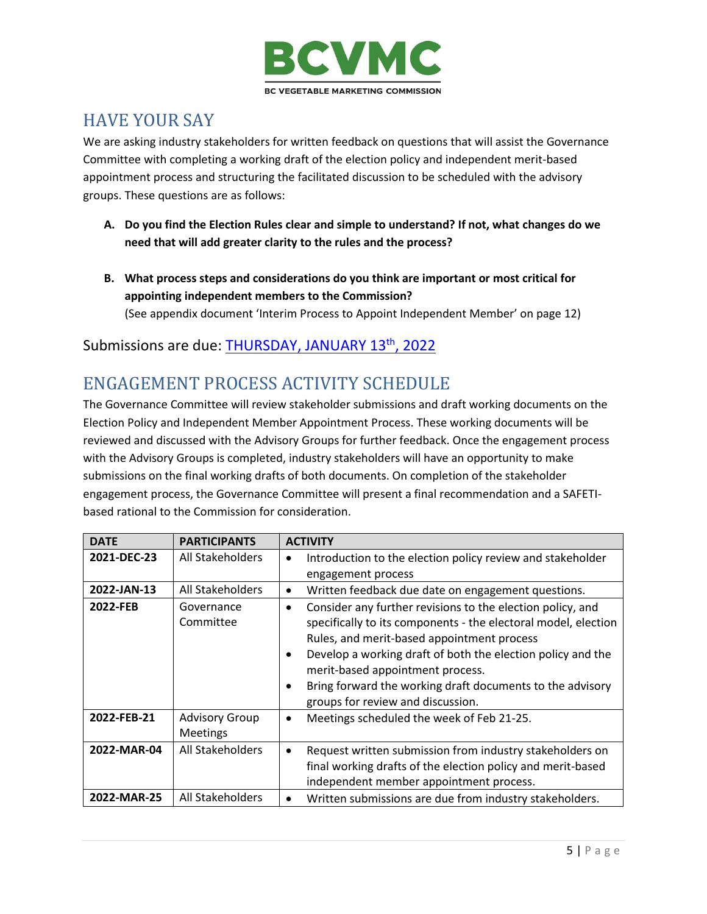## HAVE YOUR SAY

We are asking industry stakeholders for written feedback on questions that will assist the Governance Committee with completing a working draft of the election policy and independent merit-based appointment process and structuring the facilitated discussion to be scheduled with the advisory groups. These questions are as follows:

A. **Do you find the Election Rules clear and simple to understand? If not, what changes do we need that will add greater clarity to the rules and the process?**

B. **What process steps and considerations do you think are important or most critical for appointing independent members to the Commission?**
(See appendix document 'Interim Process to Appoint Independent Member' on page 12)

Submissions are due: THURSDAY, JANUARY 13th, 2022

## ENGAGEMENT PROCESS ACTIVITY SCHEDULE

The Governance Committee will review stakeholder submissions and draft working documents on the Election Policy and Independent Member Appointment Process. These working documents will be reviewed and discussed with the Advisory Groups for further feedback. Once the engagement process with the Advisory Groups is completed, industry stakeholders will have an opportunity to make submissions on the final working drafts of both documents. On completion of the stakeholder engagement process, the Governance Committee will present a final recommendation and a SAFETI-based rational to the Commission for consideration.

| DATE | PARTICIPANTS | ACTIVITY |
|---|---|---|
| **2021-DEC-23** | All Stakeholders | • Introduction to the election policy review and stakeholder engagement process |
| **2022-JAN-13** | All Stakeholders | • Written feedback due date on engagement questions. |
| **2022-FEB** | Governance Committee | • Consider any further revisions to the election policy, and specifically to its components - the electoral model, election Rules, and merit-based appointment process<br>• Develop a working draft of both the election policy and the merit-based appointment process.<br>• Bring forward the working draft documents to the advisory groups for review and discussion. |
| **2022-FEB-21** | Advisory Group Meetings | • Meetings scheduled the week of Feb 21-25. |
| **2022-MAR-04** | All Stakeholders | • Request written submission from industry stakeholders on final working drafts of the election policy and merit-based independent member appointment process. |
| **2022-MAR-25** | All Stakeholders | • Written submissions are due from industry stakeholders. |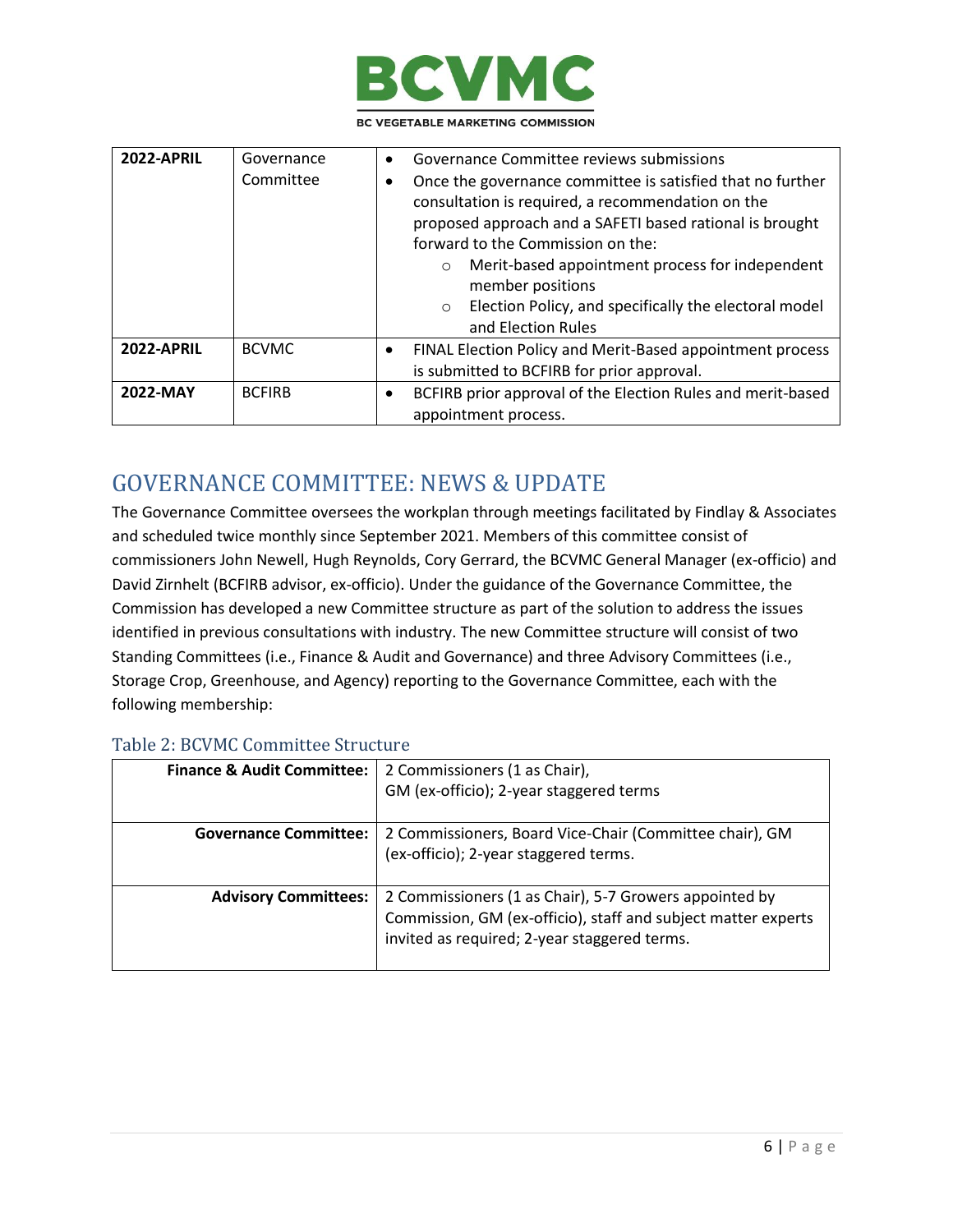| 2022-APRIL | Governance Committee | • Governance Committee reviews submissions<br>• Once the governance committee is satisfied that no further consultation is required, a recommendation on the proposed approach and a SAFETI based rational is brought forward to the Commission on the:<br>○ Merit-based appointment process for independent member positions<br>○ Election Policy, and specifically the electoral model and Election Rules |
|---|---|---|
| **2022-APRIL** | BCVMC | • FINAL Election Policy and Merit-Based appointment process is submitted to BCFIRB for prior approval. |
| **2022-MAY** | BCFIRB | • BCFIRB prior approval of the Election Rules and merit-based appointment process. |

## GOVERNANCE COMMITTEE: NEWS & UPDATE

The Governance Committee oversees the workplan through meetings facilitated by Findlay & Associates and scheduled twice monthly since September 2021. Members of this committee consist of commissioners John Newell, Hugh Reynolds, Cory Gerrard, the BCVMC General Manager (ex-officio) and David Zirnhelt (BCFIRB advisor, ex-officio). Under the guidance of the Governance Committee, the Commission has developed a new Committee structure as part of the solution to address the issues identified in previous consultations with industry. The new Committee structure will consist of two Standing Committees (i.e., Finance & Audit and Governance) and three Advisory Committees (i.e., Storage Crop, Greenhouse, and Agency) reporting to the Governance Committee, each with the following membership:

### Table 2: BCVMC Committee Structure

| **Finance & Audit Committee:** | 2 Commissioners (1 as Chair), GM (ex-officio); 2-year staggered terms |
|---|---|
| **Governance Committee:** | 2 Commissioners, Board Vice-Chair (Committee chair), GM (ex-officio); 2-year staggered terms. |
| **Advisory Committees:** | 2 Commissioners (1 as Chair), 5-7 Growers appointed by Commission, GM (ex-officio), staff and subject matter experts invited as required; 2-year staggered terms. |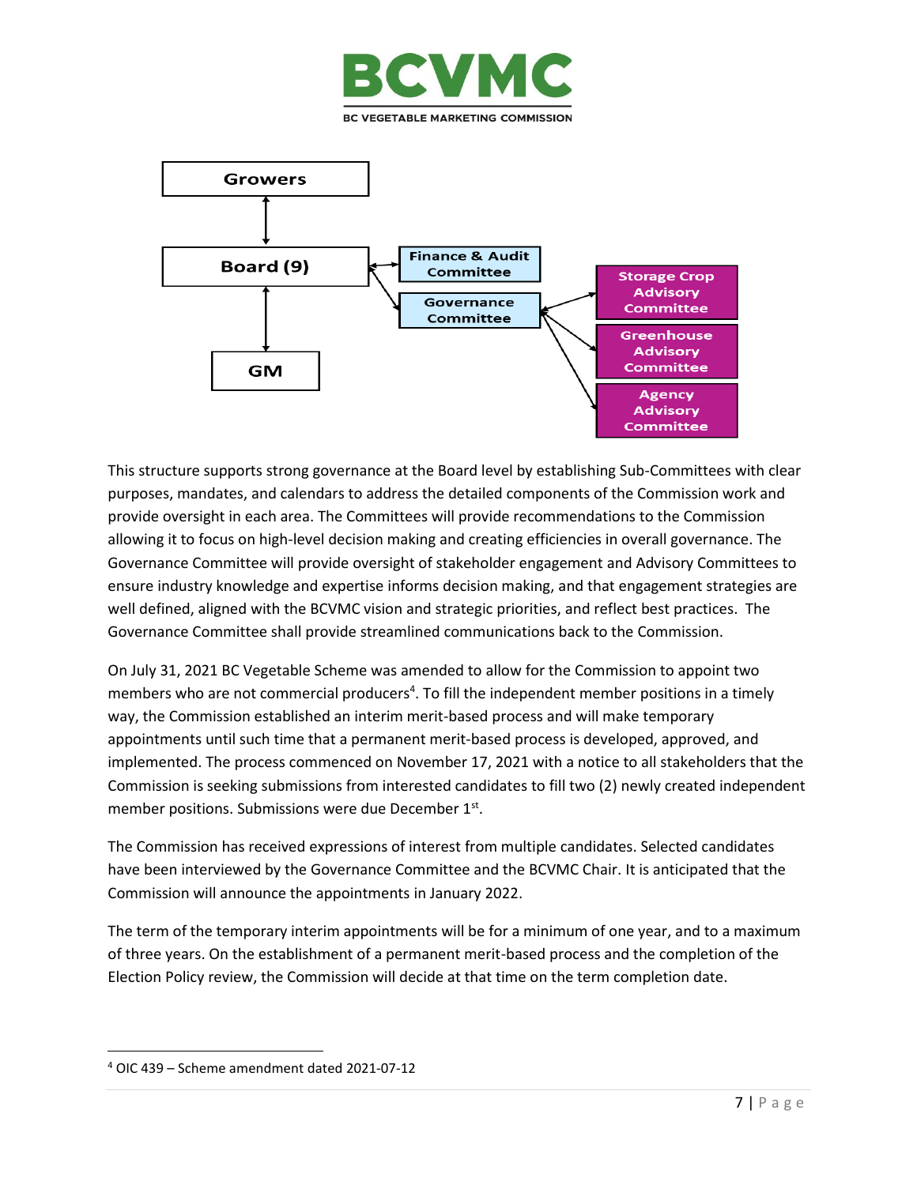Growers

Board (9)

GM

Finance & Audit Committee

Governance Committee

Storage Crop Advisory Committee

Greenhouse Advisory Committee

Agency Advisory Committee

This structure supports strong governance at the Board level by establishing Sub-Committees with clear purposes, mandates, and calendars to address the detailed components of the Commission work and provide oversight in each area. The Committees will provide recommendations to the Commission allowing it to focus on high-level decision making and creating efficiencies in overall governance. The Governance Committee will provide oversight of stakeholder engagement and Advisory Committees to ensure industry knowledge and expertise informs decision making, and that engagement strategies are well defined, aligned with the BCVMC vision and strategic priorities, and reflect best practices. The Governance Committee shall provide streamlined communications back to the Commission.

On July 31, 2021 BC Vegetable Scheme was amended to allow for the Commission to appoint two members who are not commercial producers[4]. To fill the independent member positions in a timely way, the Commission established an interim merit-based process and will make temporary appointments until such time that a permanent merit-based process is developed, approved, and implemented. The process commenced on November 17, 2021 with a notice to all stakeholders that the Commission is seeking submissions from interested candidates to fill two (2) newly created independent member positions. Submissions were due December 1st.

The Commission has received expressions of interest from multiple candidates. Selected candidates have been interviewed by the Governance Committee and the BCVMC Chair. It is anticipated that the Commission will announce the appointments in January 2022.

The term of the temporary interim appointments will be for a minimum of one year, and to a maximum of three years. On the establishment of a permanent merit-based process and the completion of the Election Policy review, the Commission will decide at that time on the term completion date.

[4] OIC 439 – Scheme amendment dated 2021-07-12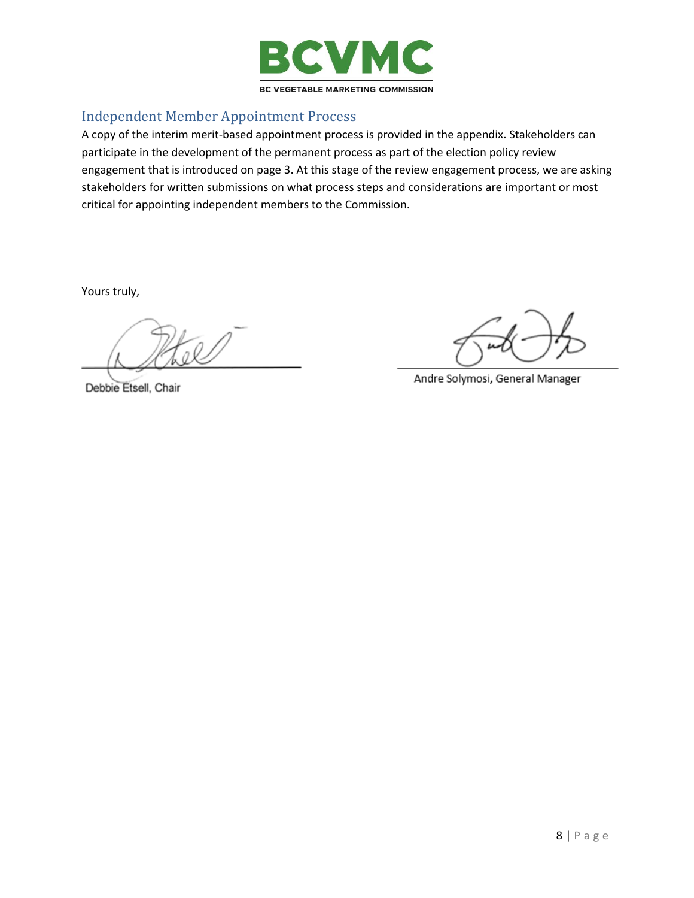## Independent Member Appointment Process

A copy of the interim merit-based appointment process is provided in the appendix. Stakeholders can participate in the development of the permanent process as part of the election policy review engagement that is introduced on page 3. At this stage of the review engagement process, we are asking stakeholders for written submissions on what process steps and considerations are important or most critical for appointing independent members to the Commission.

Yours truly,

Debbie Etsell, Chair

Andre Solymosi, General Manager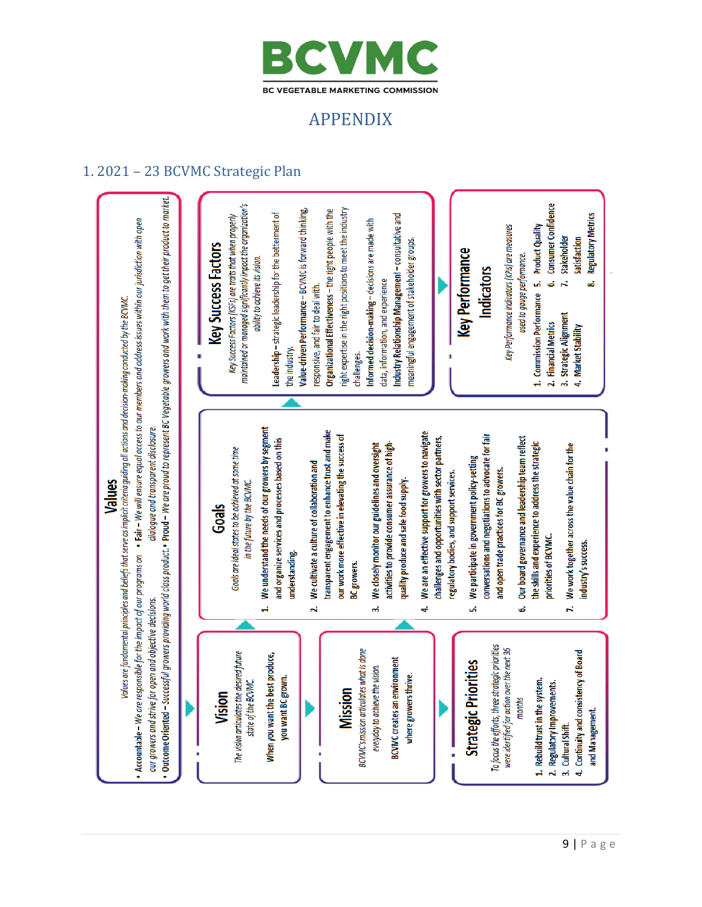# APPENDIX

## 1. 2021 – 23 BCVMC Strategic Plan

### Values

*Values are fundamental principles and beliefs that serve as implicit criteria guiding all actions and decision-making conducted by the BCVMC.*

- **Accountable** – *We are responsible for the impact of our programs on our growers and strive for open and objective decisions.*
- **Fair** – *We will ensure equal access to our members and address issues within our jurisdiction with open dialogue and transparent disclosure.*
- **Outcome Oriented** – *Successful growers providing world class product.*
- **Proud** – *We are proud to represent BC Vegetable growers and work with them to get their product to market.*

### Vision

*The vision articulates the desired future state of the BCVMC.*

When you want the best produce, you want BC grown.

### Mission

*BCVMC's mission articulates what is done everyday to achieve the vision.*

BCVMC creates an environment where growers thrive.

### Strategic Priorities

*To focus the efforts, three strategic priorities were identified for action over the next 36 months*

1. Rebuild trust in the system.
2. Regulatory Improvements.
3. Cultural Shift.
4. Continuity and consistency of Board and Management.

### Goals

*Goals are ideal states to be achieved at some time in the future by the BCVMC.*

1. We understand the needs of our growers by segment and organize services and processes based on this understanding.
2. We cultivate a culture of collaboration and transparent engagement to enhance trust and make our work more effective in elevating the success of BC growers.
3. We closely monitor our guidelines and oversight activities to provide consumer assurance of high-quality produce and safe food supply.
4. We are an effective support for growers to navigate challenges and opportunities with sector partners, regulatory bodies, and support services.
5. We participate in government policy-setting conversations and negotiations to advocate for fair and open trade practices for BC growers.
6. Our board governance and leadership team reflect the skills and experience to address the strategic priorities of BCVMC.
7. We work together across the value chain for the industry's success.

### Key Success Factors

*Key Success Factors (KSFs) are traits that when properly maintained or managed significantly impact the organization's ability to achieve its vision.*

- **Leadership** – strategic leadership for the betterment of the industry.
- **Value-driven Performance** – BCVMC is forward thinking, responsive, and fair to deal with.
- **Organizational Effectiveness** – the right people with the right expertise in the right positions to meet the industry challenges.
- **Informed decision-making** – decisions are made with data, information, and experience
- **Industry Relationship Management** – consultative and meaningful engagement of stakeholder groups.

### Key Performance Indicators

*Key Performance Indicators (KPIs) are measures used to gauge performance.*

1. Commission Performance
2. Financial Metrics
3. Strategic Alignment
4. Market Stability
5. Product Quality
6. Consumer Confidence
7. Stakeholder Satisfaction
8. Regulatory Metrics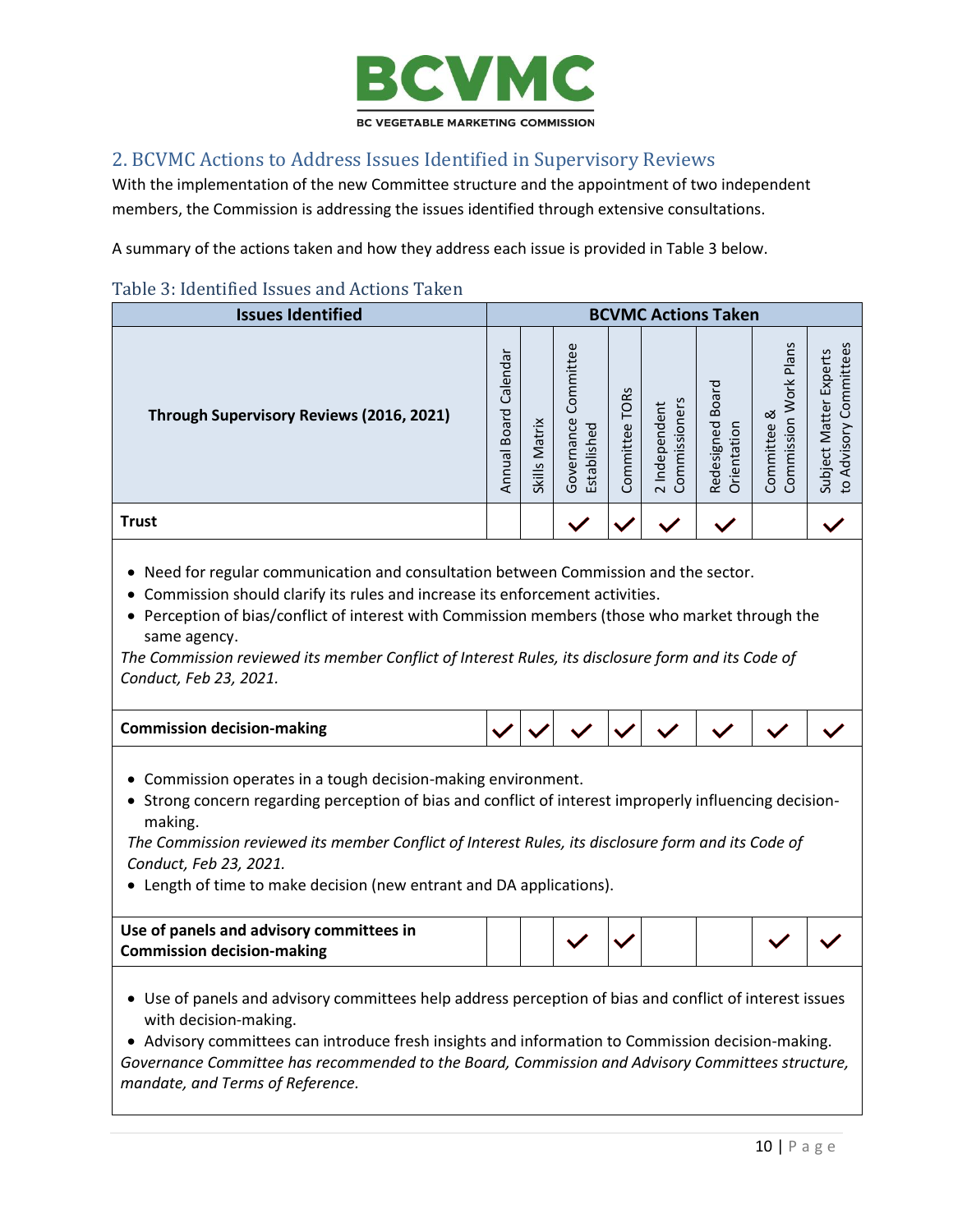## 2. BCVMC Actions to Address Issues Identified in Supervisory Reviews

With the implementation of the new Committee structure and the appointment of two independent members, the Commission is addressing the issues identified through extensive consultations.

A summary of the actions taken and how they address each issue is provided in Table 3 below.

### Table 3: Identified Issues and Actions Taken

| Issues Identified | BCVMC Actions Taken | | | | | | | |
|---|---|---|---|---|---|---|---|---|
| **Through Supervisory Reviews (2016, 2021)** | Annual Board Calendar | Skills Matrix | Governance Committee Established | Committee TORs | 2 Independent Commissioners | Redesigned Board Orientation | Committee & Commission Work Plans | Subject Matter Experts to Advisory Committees |
| **Trust** | | | ✓ | ✓ | ✓ | ✓ | | ✓ |
| **Commission decision-making** | ✓ | ✓ | ✓ | ✓ | ✓ | ✓ | ✓ | ✓ |
| **Use of panels and advisory committees in Commission decision-making** | | | ✓ | ✓ | | | ✓ | ✓ |

**Trust**

- Need for regular communication and consultation between Commission and the sector.
- Commission should clarify its rules and increase its enforcement activities.
- Perception of bias/conflict of interest with Commission members (those who market through the same agency.

*The Commission reviewed its member Conflict of Interest Rules, its disclosure form and its Code of Conduct, Feb 23, 2021.*

**Commission decision-making**

- Commission operates in a tough decision-making environment.
- Strong concern regarding perception of bias and conflict of interest improperly influencing decision-making.

*The Commission reviewed its member Conflict of Interest Rules, its disclosure form and its Code of Conduct, Feb 23, 2021.*

- Length of time to make decision (new entrant and DA applications).

**Use of panels and advisory committees in Commission decision-making**

- Use of panels and advisory committees help address perception of bias and conflict of interest issues with decision-making.
- Advisory committees can introduce fresh insights and information to Commission decision-making.

*Governance Committee has recommended to the Board, Commission and Advisory Committees structure, mandate, and Terms of Reference.*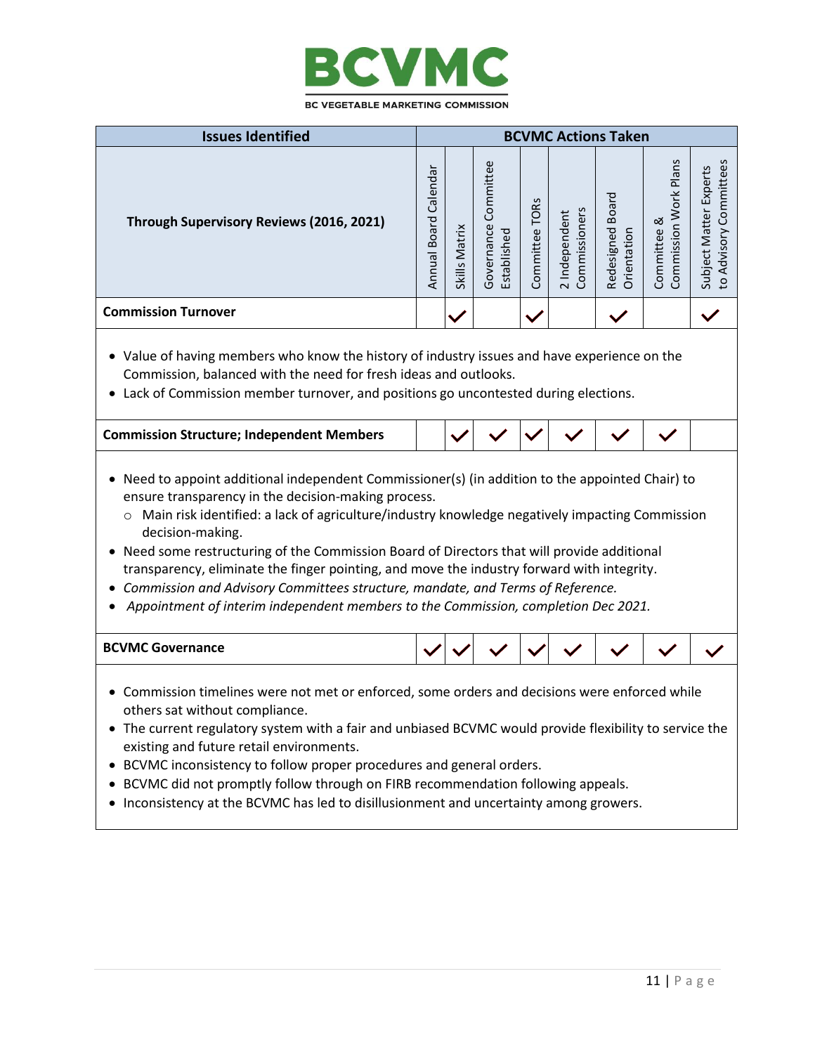# BCVMC

BC VEGETABLE MARKETING COMMISSION

| Issues Identified | BCVMC Actions Taken | | | | | | | |
|---|---|---|---|---|---|---|---|---|
| **Through Supervisory Reviews (2016, 2021)** | Annual Board Calendar | Skills Matrix | Governance Committee Established | Committee TORs | 2 Independent Commissioners | Redesigned Board Orientation | Committee & Commission Work Plans | Subject Matter Experts to Advisory Committees |
| **Commission Turnover** | | ✓ | | ✓ | | ✓ | | ✓ |
| **Commission Structure; Independent Members** | | ✓ | ✓ | ✓ | ✓ | ✓ | ✓ | |
| **BCVMC Governance** | ✓ | ✓ | ✓ | ✓ | ✓ | ✓ | ✓ | ✓ |

**Commission Turnover**

- Value of having members who know the history of industry issues and have experience on the Commission, balanced with the need for fresh ideas and outlooks.
- Lack of Commission member turnover, and positions go uncontested during elections.

**Commission Structure; Independent Members**

- Need to appoint additional independent Commissioner(s) (in addition to the appointed Chair) to ensure transparency in the decision-making process.
  - Main risk identified: a lack of agriculture/industry knowledge negatively impacting Commission decision-making.
- Need some restructuring of the Commission Board of Directors that will provide additional transparency, eliminate the finger pointing, and move the industry forward with integrity.
- *Commission and Advisory Committees structure, mandate, and Terms of Reference.*
- *Appointment of interim independent members to the Commission, completion Dec 2021.*

**BCVMC Governance**

- Commission timelines were not met or enforced, some orders and decisions were enforced while others sat without compliance.
- The current regulatory system with a fair and unbiased BCVMC would provide flexibility to service the existing and future retail environments.
- BCVMC inconsistency to follow proper procedures and general orders.
- BCVMC did not promptly follow through on FIRB recommendation following appeals.
- Inconsistency at the BCVMC has led to disillusionment and uncertainty among growers.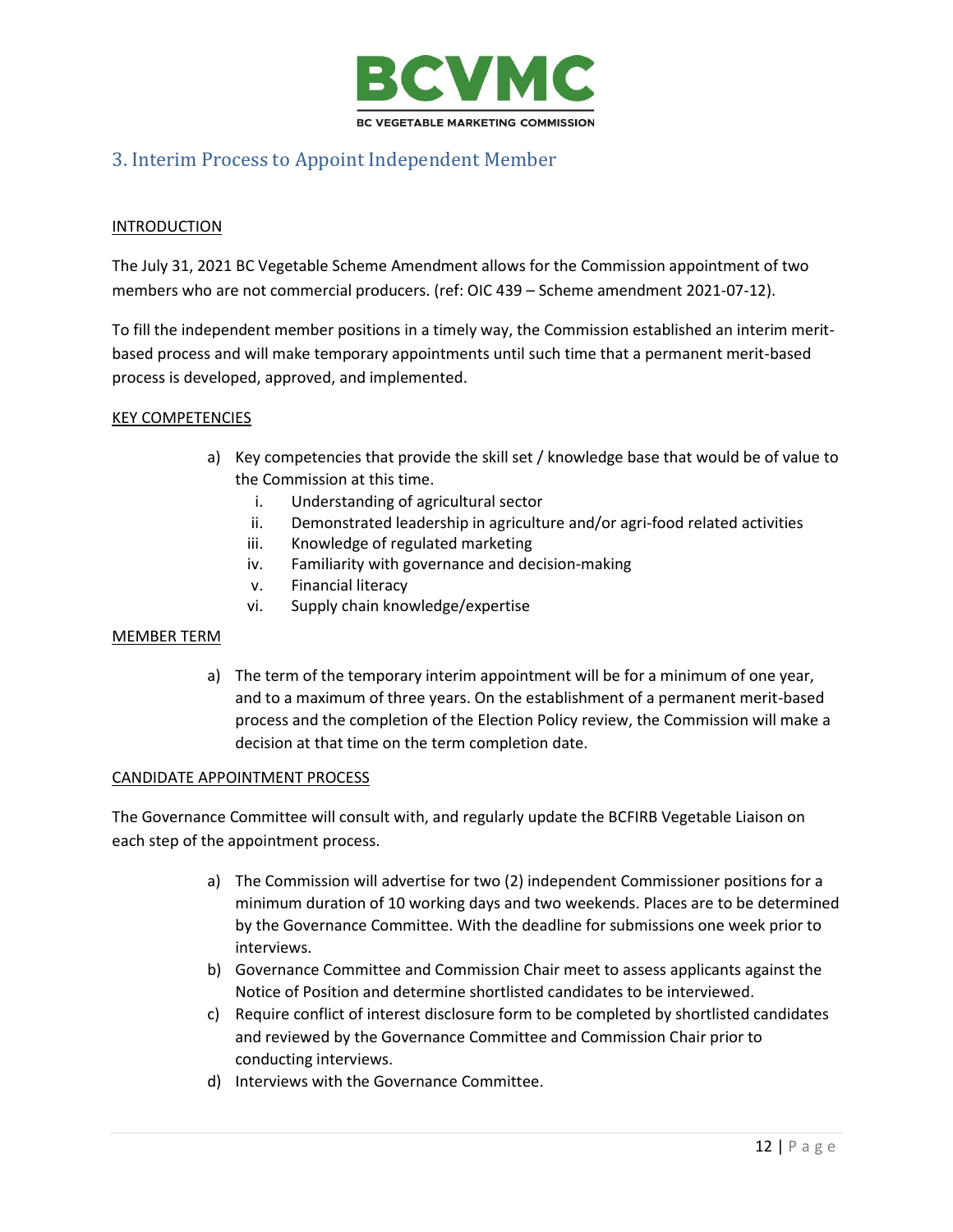## 3. Interim Process to Appoint Independent Member

INTRODUCTION

The July 31, 2021 BC Vegetable Scheme Amendment allows for the Commission appointment of two members who are not commercial producers. (ref: OIC 439 – Scheme amendment 2021-07-12).

To fill the independent member positions in a timely way, the Commission established an interim merit-based process and will make temporary appointments until such time that a permanent merit-based process is developed, approved, and implemented.

KEY COMPETENCIES

a) Key competencies that provide the skill set / knowledge base that would be of value to the Commission at this time.
   i. Understanding of agricultural sector
   ii. Demonstrated leadership in agriculture and/or agri-food related activities
   iii. Knowledge of regulated marketing
   iv. Familiarity with governance and decision-making
   v. Financial literacy
   vi. Supply chain knowledge/expertise

MEMBER TERM

a) The term of the temporary interim appointment will be for a minimum of one year, and to a maximum of three years. On the establishment of a permanent merit-based process and the completion of the Election Policy review, the Commission will make a decision at that time on the term completion date.

CANDIDATE APPOINTMENT PROCESS

The Governance Committee will consult with, and regularly update the BCFIRB Vegetable Liaison on each step of the appointment process.

a) The Commission will advertise for two (2) independent Commissioner positions for a minimum duration of 10 working days and two weekends. Places are to be determined by the Governance Committee. With the deadline for submissions one week prior to interviews.
b) Governance Committee and Commission Chair meet to assess applicants against the Notice of Position and determine shortlisted candidates to be interviewed.
c) Require conflict of interest disclosure form to be completed by shortlisted candidates and reviewed by the Governance Committee and Commission Chair prior to conducting interviews.
d) Interviews with the Governance Committee.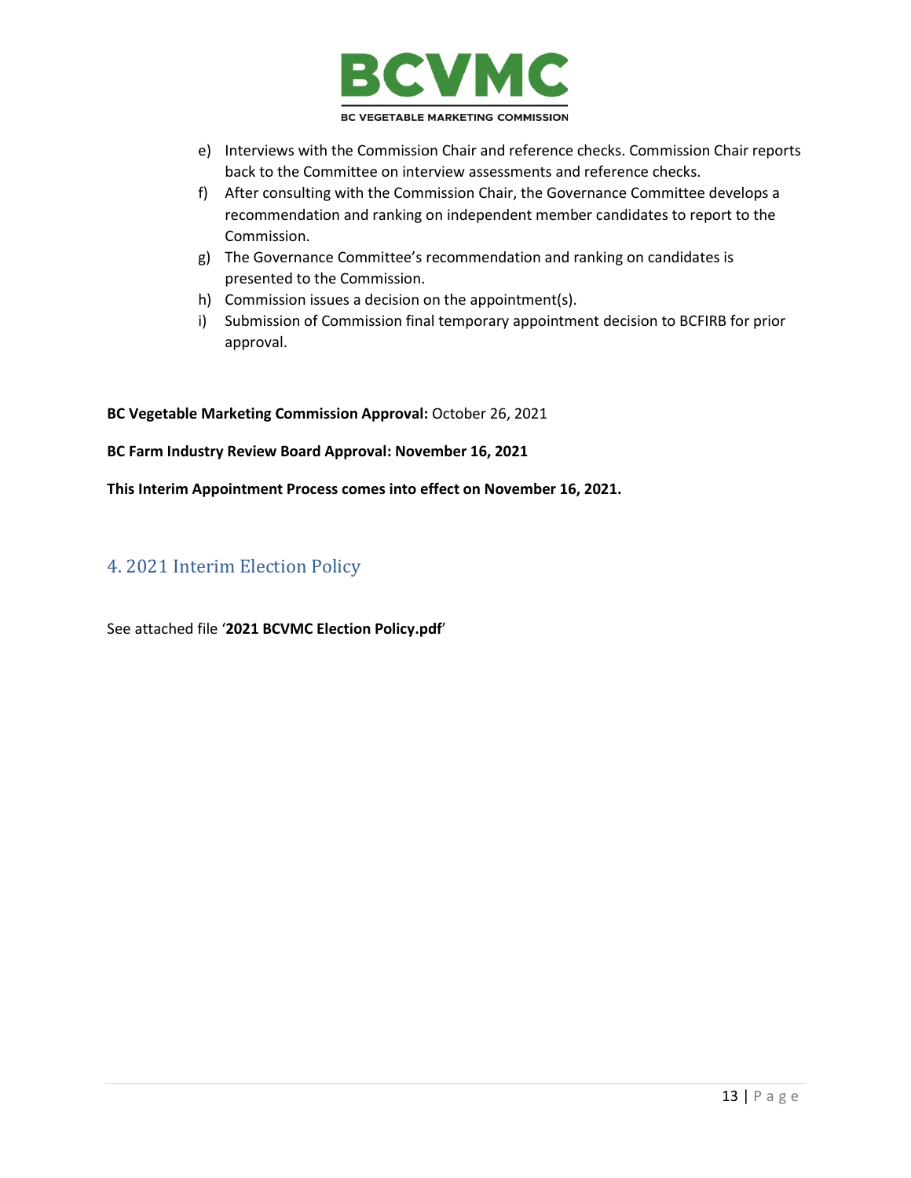e) Interviews with the Commission Chair and reference checks. Commission Chair reports back to the Committee on interview assessments and reference checks.
f) After consulting with the Commission Chair, the Governance Committee develops a recommendation and ranking on independent member candidates to report to the Commission.
g) The Governance Committee's recommendation and ranking on candidates is presented to the Commission.
h) Commission issues a decision on the appointment(s).
i) Submission of Commission final temporary appointment decision to BCFIRB for prior approval.

**BC Vegetable Marketing Commission Approval:** October 26, 2021

**BC Farm Industry Review Board Approval: November 16, 2021**

**This Interim Appointment Process comes into effect on November 16, 2021.**

## 4. 2021 Interim Election Policy

See attached file '**2021 BCVMC Election Policy.pdf**'